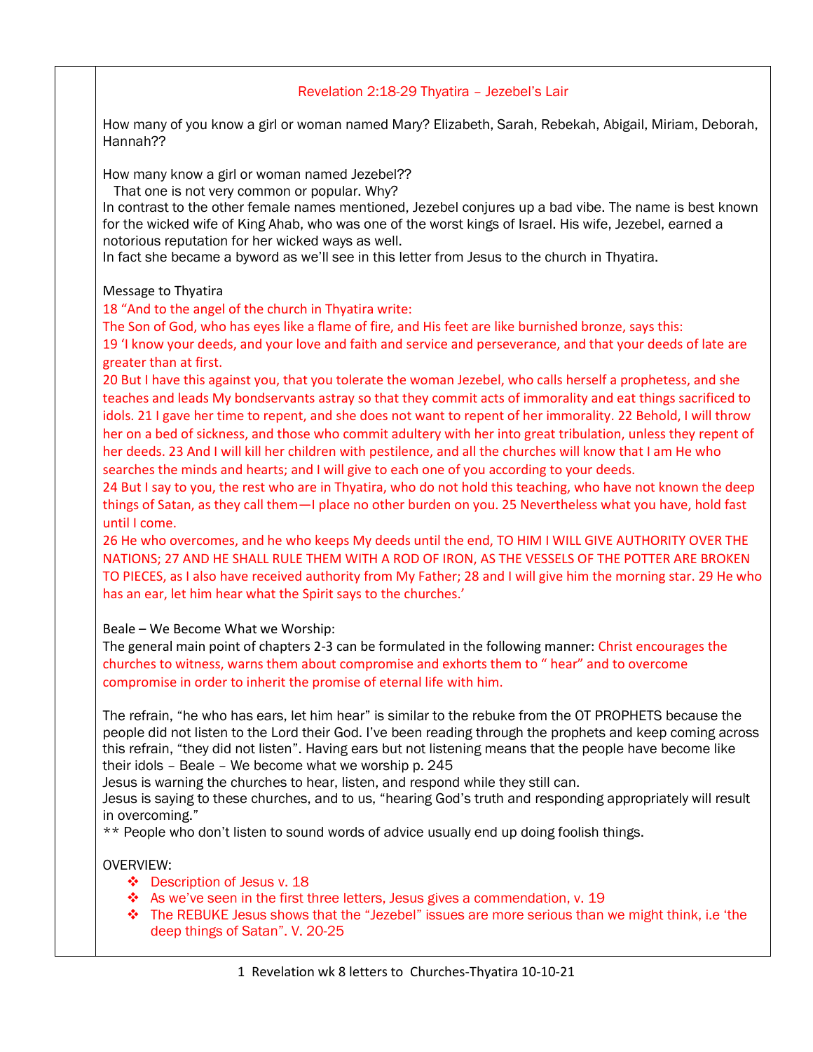# Revelation 2:18-29 Thyatira – Jezebel's Lair

How many of you know a girl or woman named Mary? Elizabeth, Sarah, Rebekah, Abigail, Miriam, Deborah, Hannah??

How many know a girl or woman named Jezebel??

That one is not very common or popular. Why?

In contrast to the other female names mentioned, Jezebel conjures up a bad vibe. The name is best known for the wicked wife of King Ahab, who was one of the worst kings of Israel. His wife, Jezebel, earned a notorious reputation for her wicked ways as well.

In fact she became a byword as we'll see in this letter from Jesus to the church in Thyatira.

Message to Thyatira

18 "And to the angel of the church in Thyatira write:

The Son of God, who has eyes like a flame of fire, and His feet are like burnished bronze, says this:

19 'I know your deeds, and your love and faith and service and perseverance, and that your deeds of late are greater than at first.

20 But I have this against you, that you tolerate the woman Jezebel, who calls herself a prophetess, and she teaches and leads My bondservants astray so that they commit acts of immorality and eat things sacrificed to idols. 21 I gave her time to repent, and she does not want to repent of her immorality. 22 Behold, I will throw her on a bed of sickness, and those who commit adultery with her into great tribulation, unless they repent of her deeds. 23 And I will kill her children with pestilence, and all the churches will know that I am He who searches the minds and hearts; and I will give to each one of you according to your deeds.

24 But I say to you, the rest who are in Thyatira, who do not hold this teaching, who have not known the deep things of Satan, as they call them—I place no other burden on you. 25 Nevertheless what you have, hold fast until I come.

26 He who overcomes, and he who keeps My deeds until the end, TO HIM I WILL GIVE AUTHORITY OVER THE NATIONS; 27 AND HE SHALL RULE THEM WITH A ROD OF IRON, AS THE VESSELS OF THE POTTER ARE BROKEN TO PIECES, as I also have received authority from My Father; 28 and I will give him the morning star. 29 He who has an ear, let him hear what the Spirit says to the churches.'

Beale – We Become What we Worship:

The general main point of chapters 2-3 can be formulated in the following manner: Christ encourages the churches to witness, warns them about compromise and exhorts them to " hear" and to overcome compromise in order to inherit the promise of eternal life with him.

The refrain, "he who has ears, let him hear" is similar to the rebuke from the OT PROPHETS because the people did not listen to the Lord their God. I've been reading through the prophets and keep coming across this refrain, "they did not listen". Having ears but not listening means that the people have become like their idols – Beale – We become what we worship p. 245

Jesus is warning the churches to hear, listen, and respond while they still can.

Jesus is saying to these churches, and to us, "hearing God's truth and responding appropriately will result in overcoming."

** People who don't listen to sound words of advice usually end up doing foolish things.

OVERVIEW:

- Description of Jesus v. 18
- As we've seen in the first three letters, Jesus gives a commendation, v. 19
- The REBUKE Jesus shows that the "Jezebel" issues are more serious than we might think, i.e 'the deep things of Satan". V. 20-25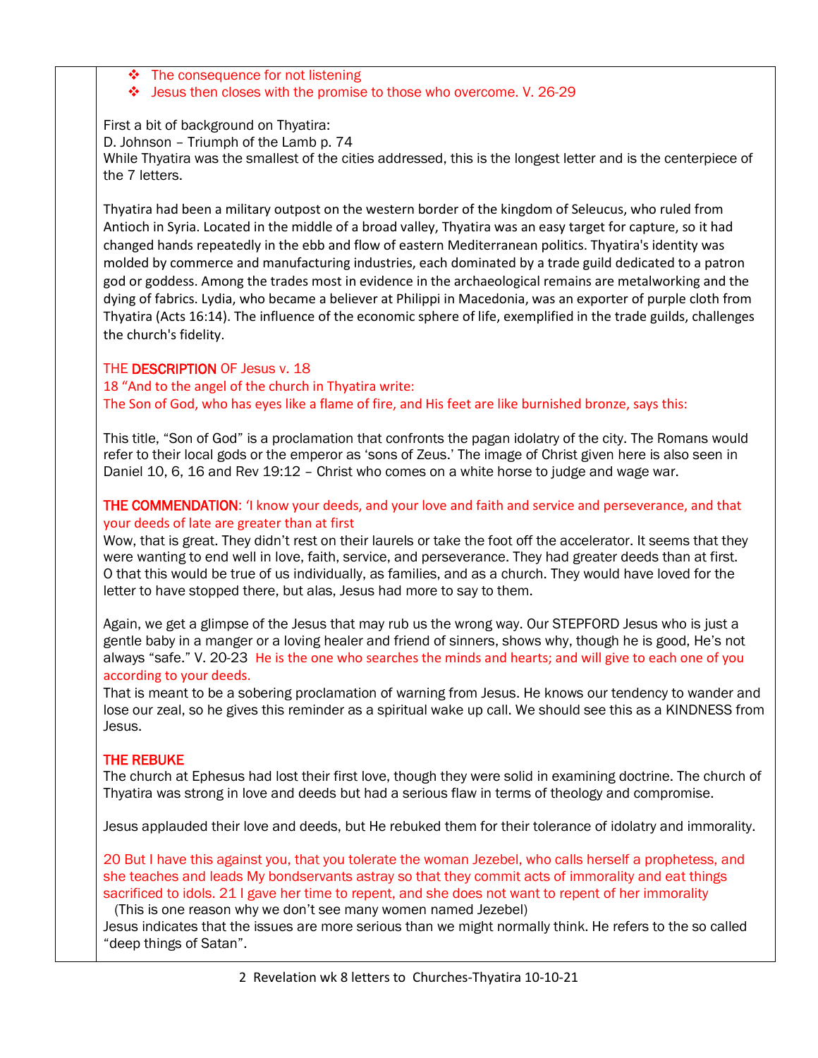- ❖ The consequence for not listening
- ❖ Jesus then closes with the promise to those who overcome. V. 26-29

First a bit of background on Thyatira:
D. Johnson – Triumph of the Lamb p. 74
While Thyatira was the smallest of the cities addressed, this is the longest letter and is the centerpiece of the 7 letters.

Thyatira had been a military outpost on the western border of the kingdom of Seleucus, who ruled from Antioch in Syria. Located in the middle of a broad valley, Thyatira was an easy target for capture, so it had changed hands repeatedly in the ebb and flow of eastern Mediterranean politics. Thyatira's identity was molded by commerce and manufacturing industries, each dominated by a trade guild dedicated to a patron god or goddess. Among the trades most in evidence in the archaeological remains are metalworking and the dying of fabrics. Lydia, who became a believer at Philippi in Macedonia, was an exporter of purple cloth from Thyatira (Acts 16:14). The influence of the economic sphere of life, exemplified in the trade guilds, challenges the church's fidelity.

THE **DESCRIPTION** OF Jesus v. 18
18 "And to the angel of the church in Thyatira write:
The Son of God, who has eyes like a flame of fire, and His feet are like burnished bronze, says this:

This title, "Son of God" is a proclamation that confronts the pagan idolatry of the city. The Romans would refer to their local gods or the emperor as 'sons of Zeus.' The image of Christ given here is also seen in Daniel 10, 6, 16 and Rev 19:12 – Christ who comes on a white horse to judge and wage war.

**THE COMMENDATION**: 'I know your deeds, and your love and faith and service and perseverance, and that your deeds of late are greater than at first
Wow, that is great. They didn't rest on their laurels or take the foot off the accelerator. It seems that they were wanting to end well in love, faith, service, and perseverance. They had greater deeds than at first. O that this would be true of us individually, as families, and as a church. They would have loved for the letter to have stopped there, but alas, Jesus had more to say to them.

Again, we get a glimpse of the Jesus that may rub us the wrong way. Our STEPFORD Jesus who is just a gentle baby in a manger or a loving healer and friend of sinners, shows why, though he is good, He's not always "safe." V. 20-23 He is the one who searches the minds and hearts; and will give to each one of you according to your deeds.
That is meant to be a sobering proclamation of warning from Jesus. He knows our tendency to wander and lose our zeal, so he gives this reminder as a spiritual wake up call. We should see this as a KINDNESS from Jesus.

**THE REBUKE**
The church at Ephesus had lost their first love, though they were solid in examining doctrine. The church of Thyatira was strong in love and deeds but had a serious flaw in terms of theology and compromise.

Jesus applauded their love and deeds, but He rebuked them for their tolerance of idolatry and immorality.

20 But I have this against you, that you tolerate the woman Jezebel, who calls herself a prophetess, and she teaches and leads My bondservants astray so that they commit acts of immorality and eat things sacrificed to idols. 21 I gave her time to repent, and she does not want to repent of her immorality
(This is one reason why we don't see many women named Jezebel)
Jesus indicates that the issues are more serious than we might normally think. He refers to the so called "deep things of Satan".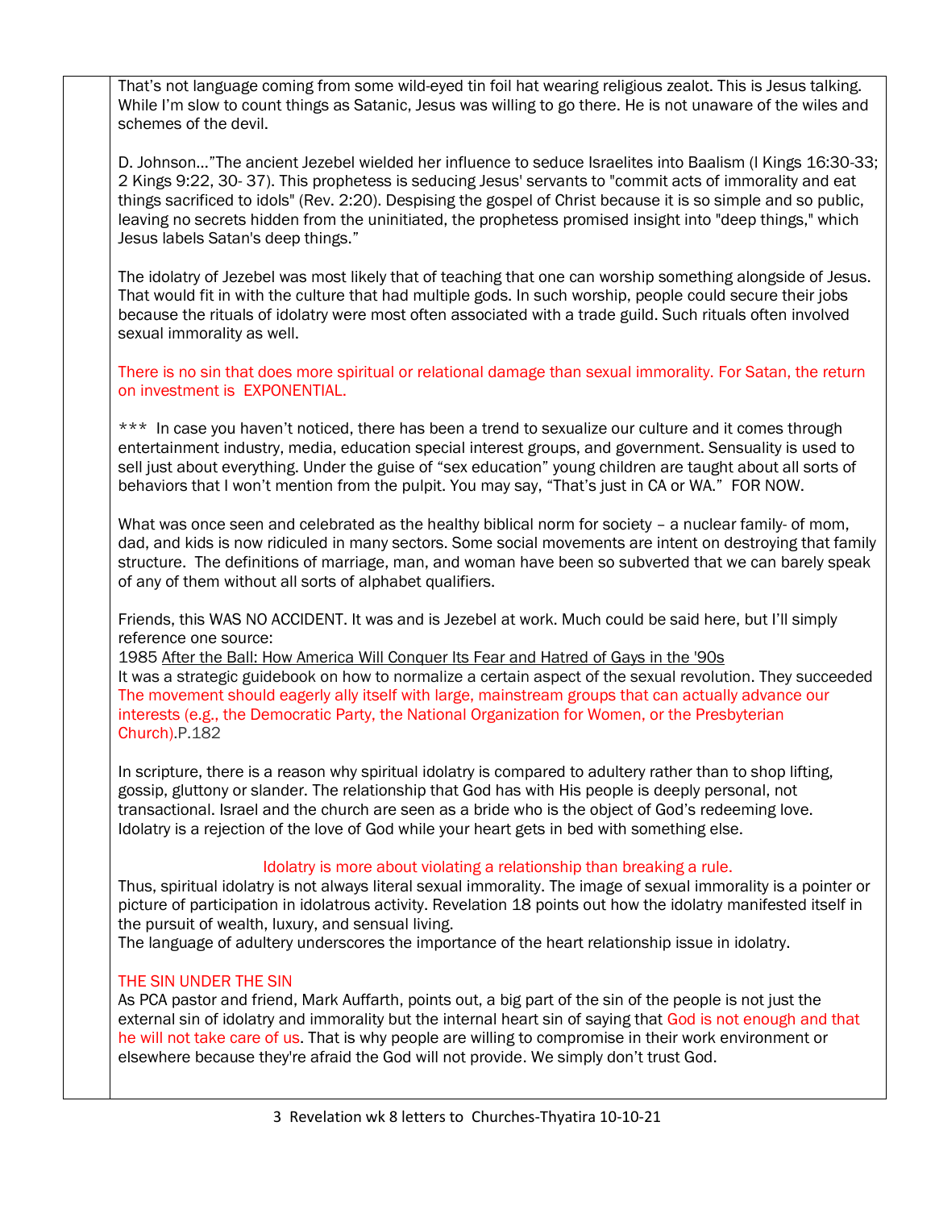That's not language coming from some wild-eyed tin foil hat wearing religious zealot. This is Jesus talking. While I'm slow to count things as Satanic, Jesus was willing to go there. He is not unaware of the wiles and schemes of the devil.

D. Johnson…"The ancient Jezebel wielded her influence to seduce Israelites into Baalism (I Kings 16:30-33; 2 Kings 9:22, 30- 37). This prophetess is seducing Jesus' servants to "commit acts of immorality and eat things sacrificed to idols" (Rev. 2:20). Despising the gospel of Christ because it is so simple and so public, leaving no secrets hidden from the uninitiated, the prophetess promised insight into "deep things," which Jesus labels Satan's deep things."

The idolatry of Jezebel was most likely that of teaching that one can worship something alongside of Jesus. That would fit in with the culture that had multiple gods. In such worship, people could secure their jobs because the rituals of idolatry were most often associated with a trade guild. Such rituals often involved sexual immorality as well.

There is no sin that does more spiritual or relational damage than sexual immorality. For Satan, the return on investment is EXPONENTIAL.

*** In case you haven't noticed, there has been a trend to sexualize our culture and it comes through entertainment industry, media, education special interest groups, and government. Sensuality is used to sell just about everything. Under the guise of "sex education" young children are taught about all sorts of behaviors that I won't mention from the pulpit. You may say, "That's just in CA or WA." FOR NOW.

What was once seen and celebrated as the healthy biblical norm for society – a nuclear family- of mom, dad, and kids is now ridiculed in many sectors. Some social movements are intent on destroying that family structure. The definitions of marriage, man, and woman have been so subverted that we can barely speak of any of them without all sorts of alphabet qualifiers.

Friends, this WAS NO ACCIDENT. It was and is Jezebel at work. Much could be said here, but I'll simply reference one source:
1985 After the Ball: How America Will Conquer Its Fear and Hatred of Gays in the '90s
It was a strategic guidebook on how to normalize a certain aspect of the sexual revolution. They succeeded The movement should eagerly ally itself with large, mainstream groups that can actually advance our interests (e.g., the Democratic Party, the National Organization for Women, or the Presbyterian Church).P.182

In scripture, there is a reason why spiritual idolatry is compared to adultery rather than to shop lifting, gossip, gluttony or slander. The relationship that God has with His people is deeply personal, not transactional. Israel and the church are seen as a bride who is the object of God's redeeming love. Idolatry is a rejection of the love of God while your heart gets in bed with something else.

Idolatry is more about violating a relationship than breaking a rule.

Thus, spiritual idolatry is not always literal sexual immorality. The image of sexual immorality is a pointer or picture of participation in idolatrous activity. Revelation 18 points out how the idolatry manifested itself in the pursuit of wealth, luxury, and sensual living.
The language of adultery underscores the importance of the heart relationship issue in idolatry.

THE SIN UNDER THE SIN

As PCA pastor and friend, Mark Auffarth, points out, a big part of the sin of the people is not just the external sin of idolatry and immorality but the internal heart sin of saying that God is not enough and that he will not take care of us. That is why people are willing to compromise in their work environment or elsewhere because they're afraid the God will not provide. We simply don't trust God.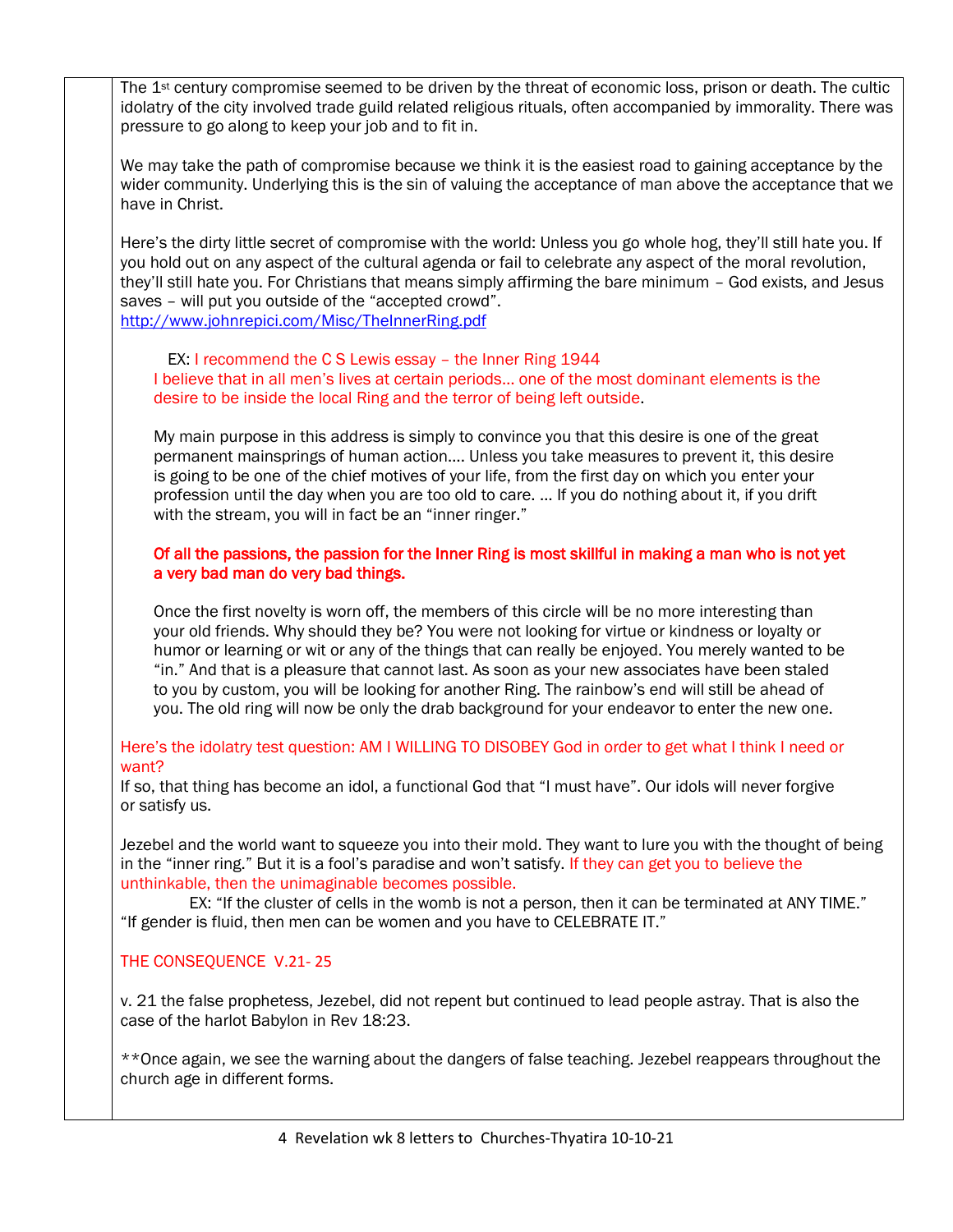The 1st century compromise seemed to be driven by the threat of economic loss, prison or death. The cultic idolatry of the city involved trade guild related religious rituals, often accompanied by immorality. There was pressure to go along to keep your job and to fit in.

We may take the path of compromise because we think it is the easiest road to gaining acceptance by the wider community. Underlying this is the sin of valuing the acceptance of man above the acceptance that we have in Christ.

Here's the dirty little secret of compromise with the world: Unless you go whole hog, they'll still hate you. If you hold out on any aspect of the cultural agenda or fail to celebrate any aspect of the moral revolution, they'll still hate you. For Christians that means simply affirming the bare minimum – God exists, and Jesus saves – will put you outside of the "accepted crowd".
http://www.johnrepici.com/Misc/TheInnerRing.pdf

EX: I recommend the C S Lewis essay – the Inner Ring 1944
I believe that in all men's lives at certain periods… one of the most dominant elements is the desire to be inside the local Ring and the terror of being left outside.

My main purpose in this address is simply to convince you that this desire is one of the great permanent mainsprings of human action…. Unless you take measures to prevent it, this desire is going to be one of the chief motives of your life, from the first day on which you enter your profession until the day when you are too old to care. … If you do nothing about it, if you drift with the stream, you will in fact be an "inner ringer."

**Of all the passions, the passion for the Inner Ring is most skillful in making a man who is not yet a very bad man do very bad things.**

Once the first novelty is worn off, the members of this circle will be no more interesting than your old friends. Why should they be? You were not looking for virtue or kindness or loyalty or humor or learning or wit or any of the things that can really be enjoyed. You merely wanted to be "in." And that is a pleasure that cannot last. As soon as your new associates have been staled to you by custom, you will be looking for another Ring. The rainbow's end will still be ahead of you. The old ring will now be only the drab background for your endeavor to enter the new one.

Here's the idolatry test question: AM I WILLING TO DISOBEY God in order to get what I think I need or want?
If so, that thing has become an idol, a functional God that "I must have". Our idols will never forgive or satisfy us.

Jezebel and the world want to squeeze you into their mold. They want to lure you with the thought of being in the "inner ring." But it is a fool's paradise and won't satisfy. If they can get you to believe the unthinkable, then the unimaginable becomes possible.
EX: "If the cluster of cells in the womb is not a person, then it can be terminated at ANY TIME."
"If gender is fluid, then men can be women and you have to CELEBRATE IT."

THE CONSEQUENCE V.21- 25

v. 21 the false prophetess, Jezebel, did not repent but continued to lead people astray. That is also the case of the harlot Babylon in Rev 18:23.

**Once again, we see the warning about the dangers of false teaching. Jezebel reappears throughout the church age in different forms.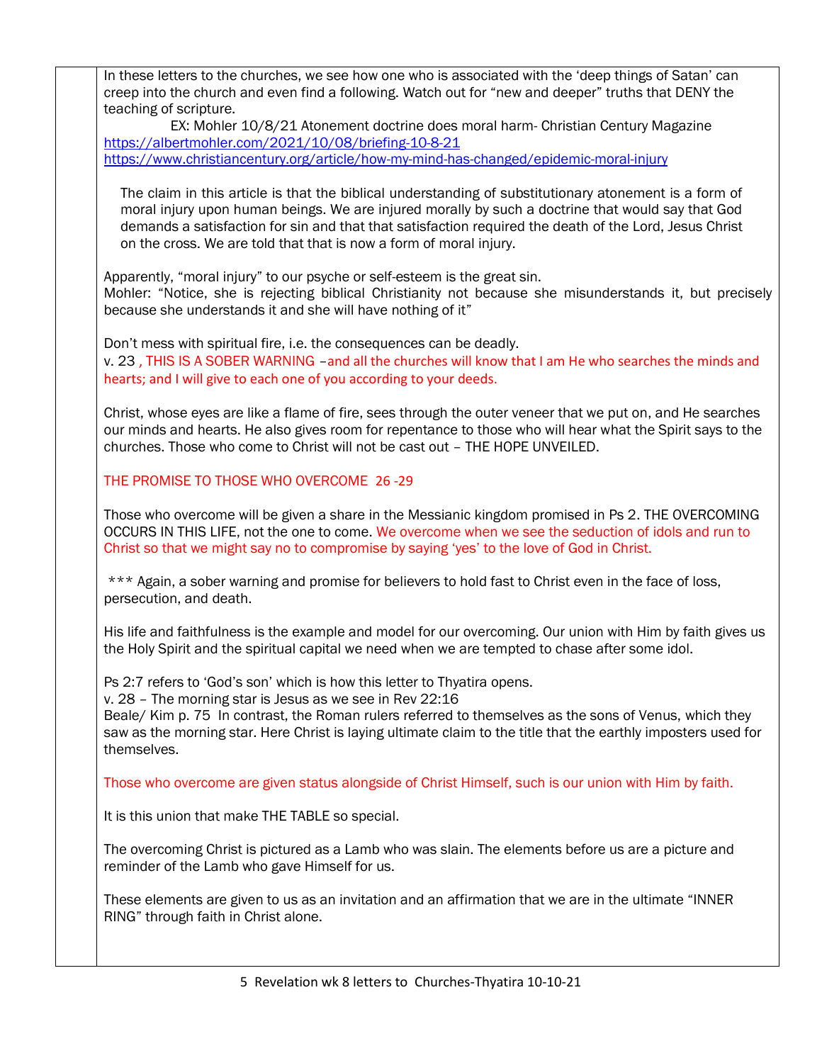In these letters to the churches, we see how one who is associated with the 'deep things of Satan' can creep into the church and even find a following. Watch out for "new and deeper" truths that DENY the teaching of scripture.

EX: Mohler 10/8/21 Atonement doctrine does moral harm- Christian Century Magazine
https://albertmohler.com/2021/10/08/briefing-10-8-21
https://www.christiancentury.org/article/how-my-mind-has-changed/epidemic-moral-injury

The claim in this article is that the biblical understanding of substitutionary atonement is a form of moral injury upon human beings. We are injured morally by such a doctrine that would say that God demands a satisfaction for sin and that that satisfaction required the death of the Lord, Jesus Christ on the cross. We are told that that is now a form of moral injury.

Apparently, "moral injury" to our psyche or self-esteem is the great sin.
Mohler: "Notice, she is rejecting biblical Christianity not because she misunderstands it, but precisely because she understands it and she will have nothing of it"

Don't mess with spiritual fire, i.e. the consequences can be deadly.
v. 23 , THIS IS A SOBER WARNING –and all the churches will know that I am He who searches the minds and hearts; and I will give to each one of you according to your deeds.

Christ, whose eyes are like a flame of fire, sees through the outer veneer that we put on, and He searches our minds and hearts. He also gives room for repentance to those who will hear what the Spirit says to the churches. Those who come to Christ will not be cast out – THE HOPE UNVEILED.

THE PROMISE TO THOSE WHO OVERCOME 26 -29

Those who overcome will be given a share in the Messianic kingdom promised in Ps 2. THE OVERCOMING OCCURS IN THIS LIFE, not the one to come. We overcome when we see the seduction of idols and run to Christ so that we might say no to compromise by saying 'yes' to the love of God in Christ.

*** Again, a sober warning and promise for believers to hold fast to Christ even in the face of loss, persecution, and death.

His life and faithfulness is the example and model for our overcoming. Our union with Him by faith gives us the Holy Spirit and the spiritual capital we need when we are tempted to chase after some idol.

Ps 2:7 refers to 'God's son' which is how this letter to Thyatira opens.
v. 28 – The morning star is Jesus as we see in Rev 22:16
Beale/ Kim p. 75 In contrast, the Roman rulers referred to themselves as the sons of Venus, which they saw as the morning star. Here Christ is laying ultimate claim to the title that the earthly imposters used for themselves.

Those who overcome are given status alongside of Christ Himself, such is our union with Him by faith.

It is this union that make THE TABLE so special.

The overcoming Christ is pictured as a Lamb who was slain. The elements before us are a picture and reminder of the Lamb who gave Himself for us.

These elements are given to us as an invitation and an affirmation that we are in the ultimate "INNER RING" through faith in Christ alone.